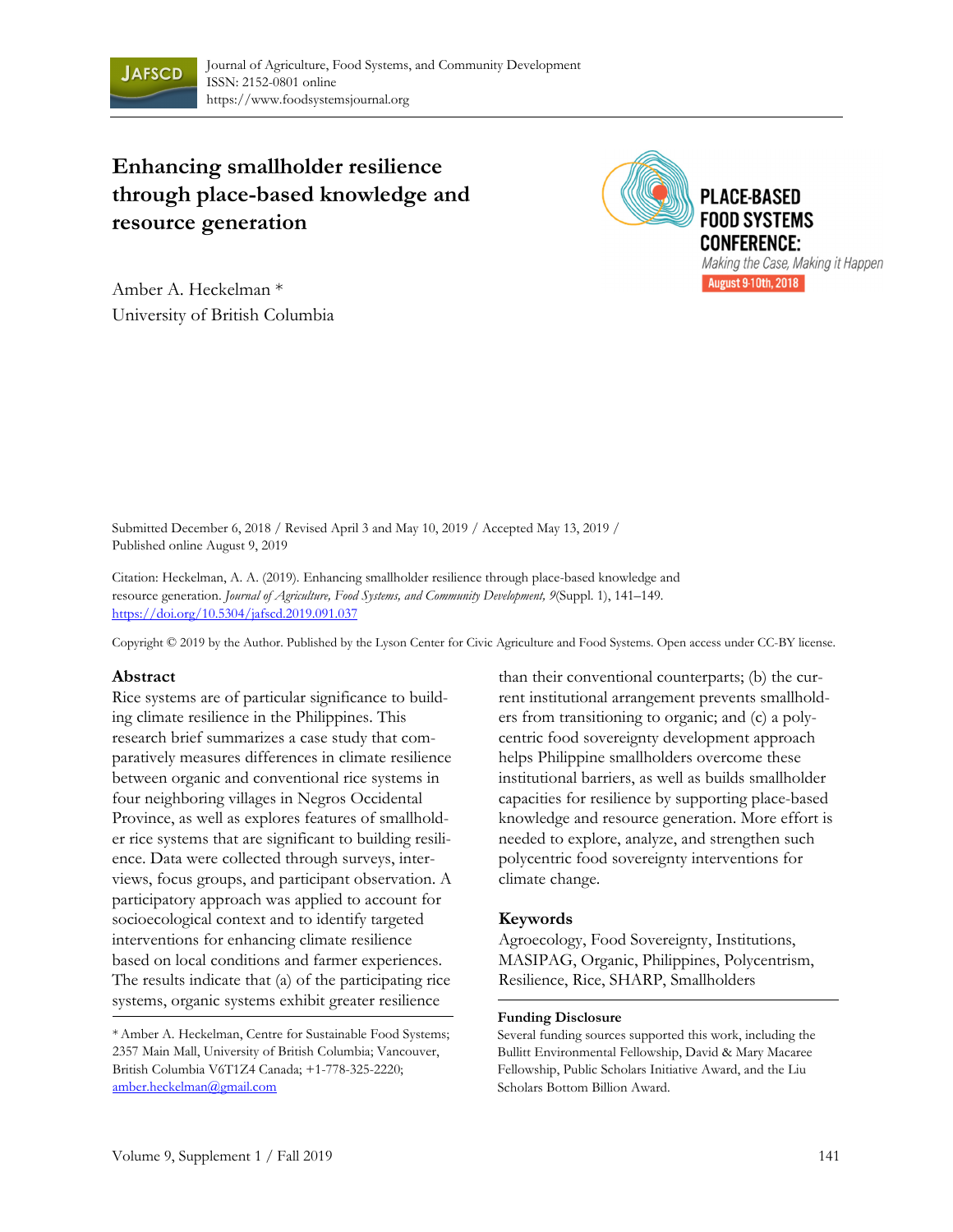# Enhancing smallholder resilience through place-based knowledge and resource generation

PLACE-BASED FOOD SYSTEMS CONFERENCE: *Making the Case, Making it Happen* August 9-10th, 2018

Amber A. Heckelman *
University of British Columbia

Submitted December 6, 2018 / Revised April 3 and May 10, 2019 / Accepted May 13, 2019 / Published online August 9, 2019

Citation: Heckelman, A. A. (2019). Enhancing smallholder resilience through place-based knowledge and resource generation. *Journal of Agriculture, Food Systems, and Community Development, 9*(Suppl. 1), 141–149. https://doi.org/10.5304/jafscd.2019.091.037

Copyright © 2019 by the Author. Published by the Lyson Center for Civic Agriculture and Food Systems. Open access under CC-BY license.

## Abstract

Rice systems are of particular significance to building climate resilience in the Philippines. This research brief summarizes a case study that comparatively measures differences in climate resilience between organic and conventional rice systems in four neighboring villages in Negros Occidental Province, as well as explores features of smallholder rice systems that are significant to building resilience. Data were collected through surveys, interviews, focus groups, and participant observation. A participatory approach was applied to account for socioecological context and to identify targeted interventions for enhancing climate resilience based on local conditions and farmer experiences. The results indicate that (a) of the participating rice systems, organic systems exhibit greater resilience than their conventional counterparts; (b) the current institutional arrangement prevents smallholders from transitioning to organic; and (c) a polycentric food sovereignty development approach helps Philippine smallholders overcome these institutional barriers, as well as builds smallholder capacities for resilience by supporting place-based knowledge and resource generation. More effort is needed to explore, analyze, and strengthen such polycentric food sovereignty interventions for climate change.

## Keywords

Agroecology, Food Sovereignty, Institutions, MASIPAG, Organic, Philippines, Polycentrism, Resilience, Rice, SHARP, Smallholders

* Amber A. Heckelman, Centre for Sustainable Food Systems; 2357 Main Mall, University of British Columbia; Vancouver, British Columbia V6T1Z4 Canada; +1-778-325-2220; amber.heckelman@gmail.com

### Funding Disclosure

Several funding sources supported this work, including the Bullitt Environmental Fellowship, David & Mary Macaree Fellowship, Public Scholars Initiative Award, and the Liu Scholars Bottom Billion Award.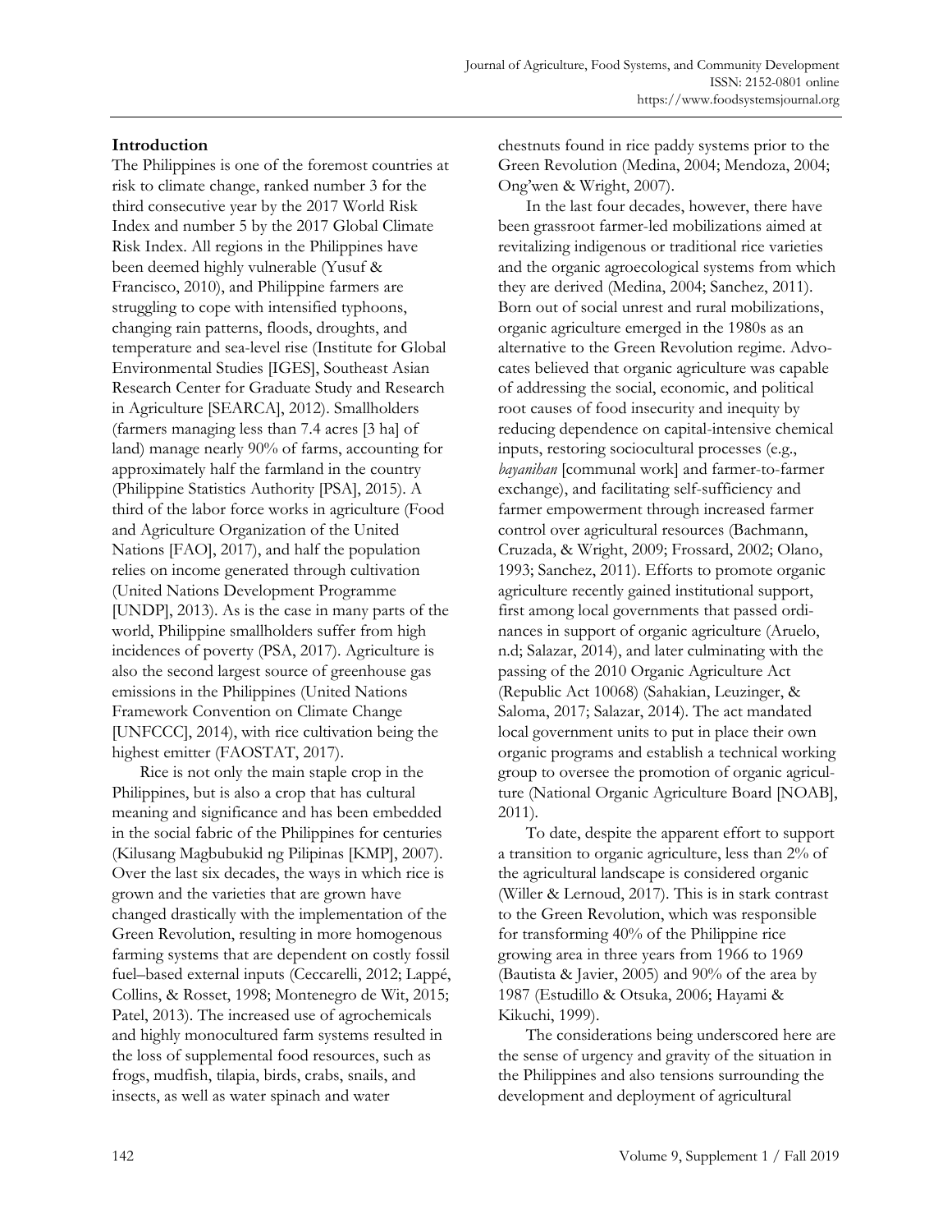## Introduction

The Philippines is one of the foremost countries at risk to climate change, ranked number 3 for the third consecutive year by the 2017 World Risk Index and number 5 by the 2017 Global Climate Risk Index. All regions in the Philippines have been deemed highly vulnerable (Yusuf & Francisco, 2010), and Philippine farmers are struggling to cope with intensified typhoons, changing rain patterns, floods, droughts, and temperature and sea-level rise (Institute for Global Environmental Studies [IGES], Southeast Asian Research Center for Graduate Study and Research in Agriculture [SEARCA], 2012). Smallholders (farmers managing less than 7.4 acres [3 ha] of land) manage nearly 90% of farms, accounting for approximately half the farmland in the country (Philippine Statistics Authority [PSA], 2015). A third of the labor force works in agriculture (Food and Agriculture Organization of the United Nations [FAO], 2017), and half the population relies on income generated through cultivation (United Nations Development Programme [UNDP], 2013). As is the case in many parts of the world, Philippine smallholders suffer from high incidences of poverty (PSA, 2017). Agriculture is also the second largest source of greenhouse gas emissions in the Philippines (United Nations Framework Convention on Climate Change [UNFCCC], 2014), with rice cultivation being the highest emitter (FAOSTAT, 2017).

Rice is not only the main staple crop in the Philippines, but is also a crop that has cultural meaning and significance and has been embedded in the social fabric of the Philippines for centuries (Kilusang Magbubukid ng Pilipinas [KMP], 2007). Over the last six decades, the ways in which rice is grown and the varieties that are grown have changed drastically with the implementation of the Green Revolution, resulting in more homogenous farming systems that are dependent on costly fossil fuel–based external inputs (Ceccarelli, 2012; Lappé, Collins, & Rosset, 1998; Montenegro de Wit, 2015; Patel, 2013). The increased use of agrochemicals and highly monocultured farm systems resulted in the loss of supplemental food resources, such as frogs, mudfish, tilapia, birds, crabs, snails, and insects, as well as water spinach and water chestnuts found in rice paddy systems prior to the Green Revolution (Medina, 2004; Mendoza, 2004; Ong'wen & Wright, 2007).

In the last four decades, however, there have been grassroot farmer-led mobilizations aimed at revitalizing indigenous or traditional rice varieties and the organic agroecological systems from which they are derived (Medina, 2004; Sanchez, 2011). Born out of social unrest and rural mobilizations, organic agriculture emerged in the 1980s as an alternative to the Green Revolution regime. Advocates believed that organic agriculture was capable of addressing the social, economic, and political root causes of food insecurity and inequity by reducing dependence on capital-intensive chemical inputs, restoring sociocultural processes (e.g., *bayanihan* [communal work] and farmer-to-farmer exchange), and facilitating self-sufficiency and farmer empowerment through increased farmer control over agricultural resources (Bachmann, Cruzada, & Wright, 2009; Frossard, 2002; Olano, 1993; Sanchez, 2011). Efforts to promote organic agriculture recently gained institutional support, first among local governments that passed ordinances in support of organic agriculture (Aruelo, n.d; Salazar, 2014), and later culminating with the passing of the 2010 Organic Agriculture Act (Republic Act 10068) (Sahakian, Leuzinger, & Saloma, 2017; Salazar, 2014). The act mandated local government units to put in place their own organic programs and establish a technical working group to oversee the promotion of organic agriculture (National Organic Agriculture Board [NOAB], 2011).

To date, despite the apparent effort to support a transition to organic agriculture, less than 2% of the agricultural landscape is considered organic (Willer & Lernoud, 2017). This is in stark contrast to the Green Revolution, which was responsible for transforming 40% of the Philippine rice growing area in three years from 1966 to 1969 (Bautista & Javier, 2005) and 90% of the area by 1987 (Estudillo & Otsuka, 2006; Hayami & Kikuchi, 1999).

The considerations being underscored here are the sense of urgency and gravity of the situation in the Philippines and also tensions surrounding the development and deployment of agricultural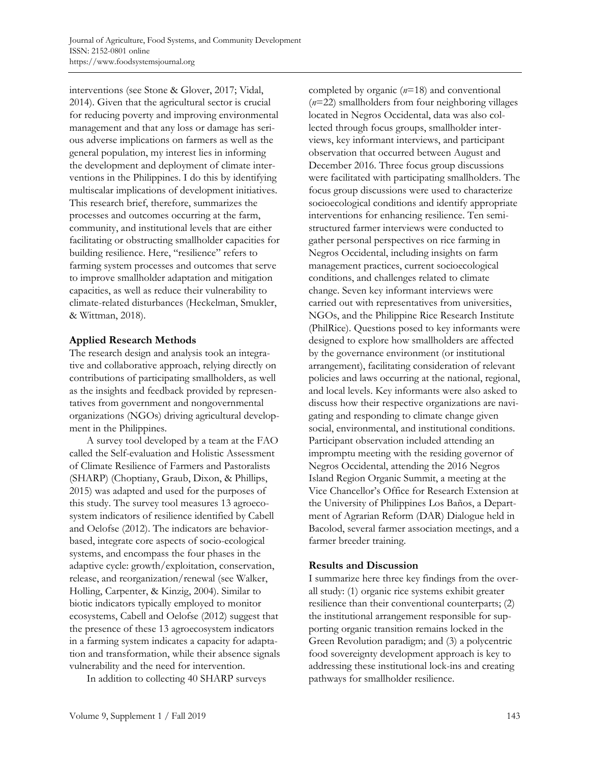interventions (see Stone & Glover, 2017; Vidal, 2014). Given that the agricultural sector is crucial for reducing poverty and improving environmental management and that any loss or damage has serious adverse implications on farmers as well as the general population, my interest lies in informing the development and deployment of climate interventions in the Philippines. I do this by identifying multiscalar implications of development initiatives. This research brief, therefore, summarizes the processes and outcomes occurring at the farm, community, and institutional levels that are either facilitating or obstructing smallholder capacities for building resilience. Here, "resilience" refers to farming system processes and outcomes that serve to improve smallholder adaptation and mitigation capacities, as well as reduce their vulnerability to climate-related disturbances (Heckelman, Smukler, & Wittman, 2018).

## Applied Research Methods

The research design and analysis took an integrative and collaborative approach, relying directly on contributions of participating smallholders, as well as the insights and feedback provided by representatives from government and nongovernmental organizations (NGOs) driving agricultural development in the Philippines.

A survey tool developed by a team at the FAO called the Self-evaluation and Holistic Assessment of Climate Resilience of Farmers and Pastoralists (SHARP) (Choptiany, Graub, Dixon, & Phillips, 2015) was adapted and used for the purposes of this study. The survey tool measures 13 agroecosystem indicators of resilience identified by Cabell and Oelofse (2012). The indicators are behavior-based, integrate core aspects of socio-ecological systems, and encompass the four phases in the adaptive cycle: growth/exploitation, conservation, release, and reorganization/renewal (see Walker, Holling, Carpenter, & Kinzig, 2004). Similar to biotic indicators typically employed to monitor ecosystems, Cabell and Oelofse (2012) suggest that the presence of these 13 agroecosystem indicators in a farming system indicates a capacity for adaptation and transformation, while their absence signals vulnerability and the need for intervention.

In addition to collecting 40 SHARP surveys completed by organic ($n$=18) and conventional ($n$=22) smallholders from four neighboring villages located in Negros Occidental, data was also collected through focus groups, smallholder interviews, key informant interviews, and participant observation that occurred between August and December 2016. Three focus group discussions were facilitated with participating smallholders. The focus group discussions were used to characterize socioecological conditions and identify appropriate interventions for enhancing resilience. Ten semi-structured farmer interviews were conducted to gather personal perspectives on rice farming in Negros Occidental, including insights on farm management practices, current socioecological conditions, and challenges related to climate change. Seven key informant interviews were carried out with representatives from universities, NGOs, and the Philippine Rice Research Institute (PhilRice). Questions posed to key informants were designed to explore how smallholders are affected by the governance environment (or institutional arrangement), facilitating consideration of relevant policies and laws occurring at the national, regional, and local levels. Key informants were also asked to discuss how their respective organizations are navigating and responding to climate change given social, environmental, and institutional conditions. Participant observation included attending an impromptu meeting with the residing governor of Negros Occidental, attending the 2016 Negros Island Region Organic Summit, a meeting at the Vice Chancellor's Office for Research Extension at the University of Philippines Los Baños, a Department of Agrarian Reform (DAR) Dialogue held in Bacolod, several farmer association meetings, and a farmer breeder training.

## Results and Discussion

I summarize here three key findings from the overall study: (1) organic rice systems exhibit greater resilience than their conventional counterparts; (2) the institutional arrangement responsible for supporting organic transition remains locked in the Green Revolution paradigm; and (3) a polycentric food sovereignty development approach is key to addressing these institutional lock-ins and creating pathways for smallholder resilience.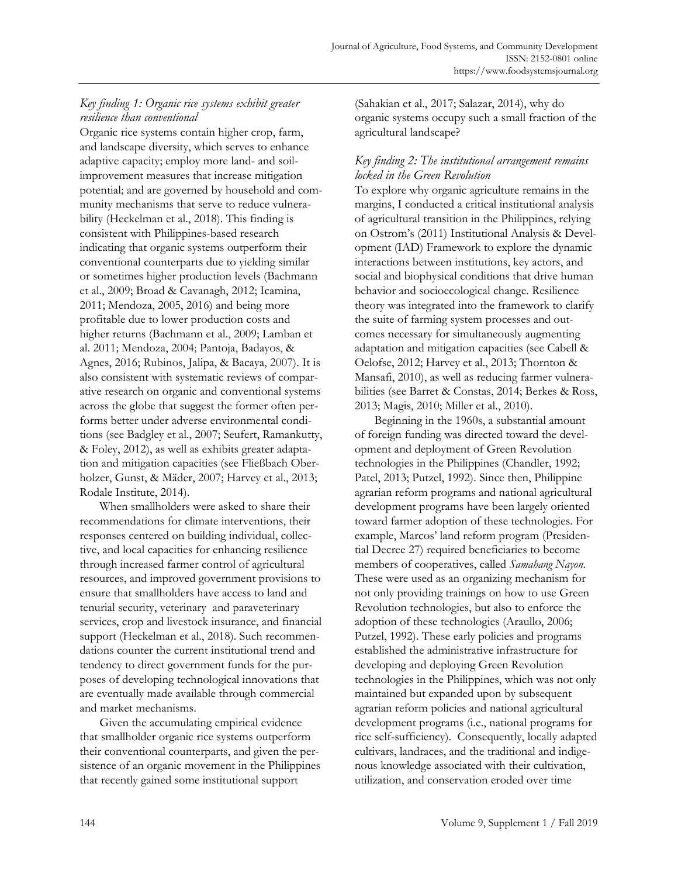### *Key finding 1: Organic rice systems exhibit greater resilience than conventional*

Organic rice systems contain higher crop, farm, and landscape diversity, which serves to enhance adaptive capacity; employ more land- and soil-improvement measures that increase mitigation potential; and are governed by household and community mechanisms that serve to reduce vulnerability (Heckelman et al., 2018). This finding is consistent with Philippines-based research indicating that organic systems outperform their conventional counterparts due to yielding similar or sometimes higher production levels (Bachmann et al., 2009; Broad & Cavanagh, 2012; Icamina, 2011; Mendoza, 2005, 2016) and being more profitable due to lower production costs and higher returns (Bachmann et al., 2009; Lamban et al. 2011; Mendoza, 2004; Pantoja, Badayos, & Agnes, 2016; Rubinos, Jalipa, & Bacaya, 2007). It is also consistent with systematic reviews of comparative research on organic and conventional systems across the globe that suggest the former often performs better under adverse environmental conditions (see Badgley et al., 2007; Seufert, Ramankutty, & Foley, 2012), as well as exhibits greater adaptation and mitigation capacities (see Fließbach Oberholzer, Gunst, & Mäder, 2007; Harvey et al., 2013; Rodale Institute, 2014).

When smallholders were asked to share their recommendations for climate interventions, their responses centered on building individual, collective, and local capacities for enhancing resilience through increased farmer control of agricultural resources, and improved government provisions to ensure that smallholders have access to land and tenurial security, veterinary and paraveterinary services, crop and livestock insurance, and financial support (Heckelman et al., 2018). Such recommendations counter the current institutional trend and tendency to direct government funds for the purposes of developing technological innovations that are eventually made available through commercial and market mechanisms.

Given the accumulating empirical evidence that smallholder organic rice systems outperform their conventional counterparts, and given the persistence of an organic movement in the Philippines that recently gained some institutional support (Sahakian et al., 2017; Salazar, 2014), why do organic systems occupy such a small fraction of the agricultural landscape?

### *Key finding 2: The institutional arrangement remains locked in the Green Revolution*

To explore why organic agriculture remains in the margins, I conducted a critical institutional analysis of agricultural transition in the Philippines, relying on Ostrom's (2011) Institutional Analysis & Development (IAD) Framework to explore the dynamic interactions between institutions, key actors, and social and biophysical conditions that drive human behavior and socioecological change. Resilience theory was integrated into the framework to clarify the suite of farming system processes and outcomes necessary for simultaneously augmenting adaptation and mitigation capacities (see Cabell & Oelofse, 2012; Harvey et al., 2013; Thornton & Mansafi, 2010), as well as reducing farmer vulnerabilities (see Barret & Constas, 2014; Berkes & Ross, 2013; Magis, 2010; Miller et al., 2010).

Beginning in the 1960s, a substantial amount of foreign funding was directed toward the development and deployment of Green Revolution technologies in the Philippines (Chandler, 1992; Patel, 2013; Putzel, 1992). Since then, Philippine agrarian reform programs and national agricultural development programs have been largely oriented toward farmer adoption of these technologies. For example, Marcos' land reform program (Presidential Decree 27) required beneficiaries to become members of cooperatives, called *Samahang Nayon*. These were used as an organizing mechanism for not only providing trainings on how to use Green Revolution technologies, but also to enforce the adoption of these technologies (Araullo, 2006; Putzel, 1992). These early policies and programs established the administrative infrastructure for developing and deploying Green Revolution technologies in the Philippines, which was not only maintained but expanded upon by subsequent agrarian reform policies and national agricultural development programs (i.e., national programs for rice self-sufficiency). Consequently, locally adapted cultivars, landraces, and the traditional and indigenous knowledge associated with their cultivation, utilization, and conservation eroded over time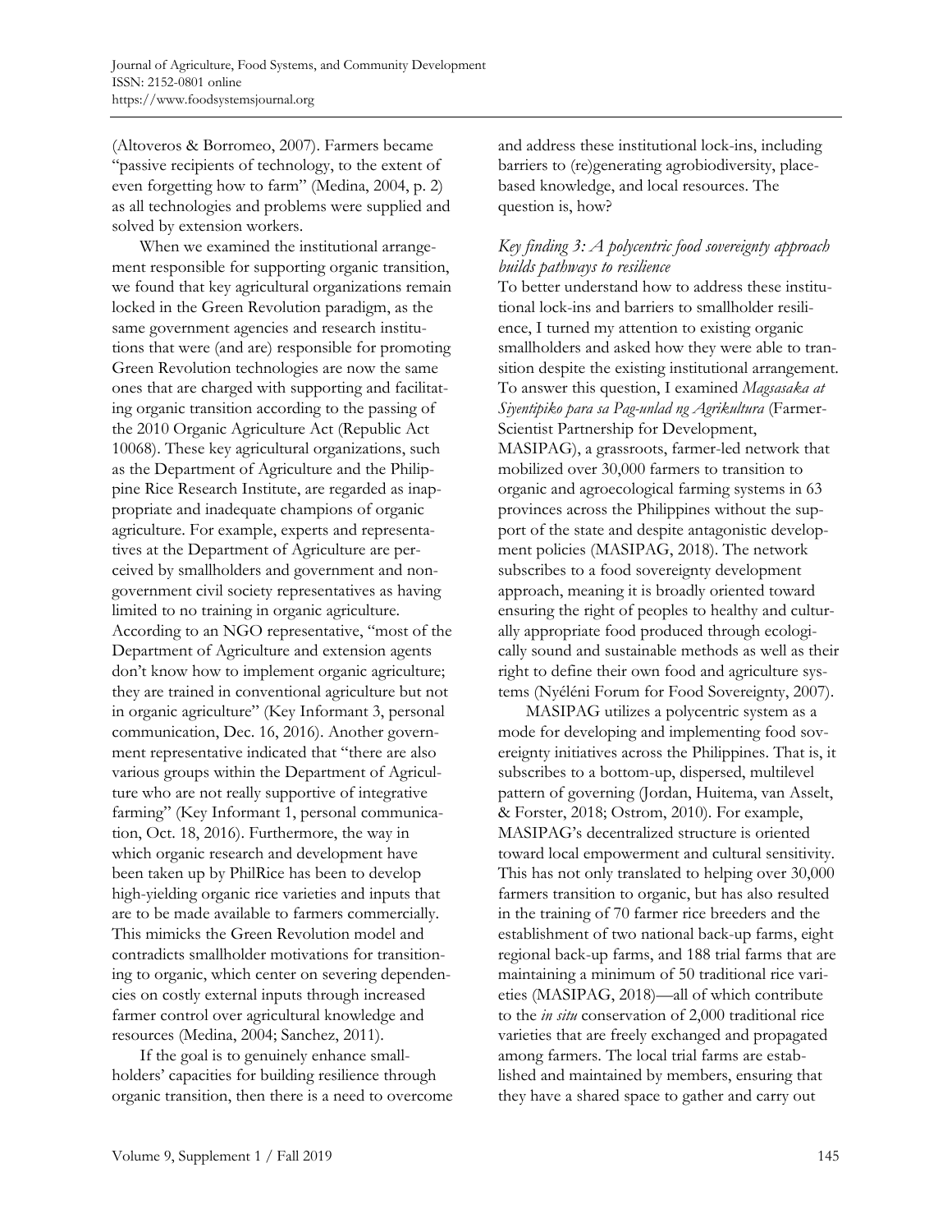(Altoveros & Borromeo, 2007). Farmers became "passive recipients of technology, to the extent of even forgetting how to farm" (Medina, 2004, p. 2) as all technologies and problems were supplied and solved by extension workers.

When we examined the institutional arrangement responsible for supporting organic transition, we found that key agricultural organizations remain locked in the Green Revolution paradigm, as the same government agencies and research institutions that were (and are) responsible for promoting Green Revolution technologies are now the same ones that are charged with supporting and facilitating organic transition according to the passing of the 2010 Organic Agriculture Act (Republic Act 10068). These key agricultural organizations, such as the Department of Agriculture and the Philippine Rice Research Institute, are regarded as inappropriate and inadequate champions of organic agriculture. For example, experts and representatives at the Department of Agriculture are perceived by smallholders and government and non-government civil society representatives as having limited to no training in organic agriculture. According to an NGO representative, "most of the Department of Agriculture and extension agents don't know how to implement organic agriculture; they are trained in conventional agriculture but not in organic agriculture" (Key Informant 3, personal communication, Dec. 16, 2016). Another government representative indicated that "there are also various groups within the Department of Agriculture who are not really supportive of integrative farming" (Key Informant 1, personal communication, Oct. 18, 2016). Furthermore, the way in which organic research and development have been taken up by PhilRice has been to develop high-yielding organic rice varieties and inputs that are to be made available to farmers commercially. This mimicks the Green Revolution model and contradicts smallholder motivations for transitioning to organic, which center on severing dependencies on costly external inputs through increased farmer control over agricultural knowledge and resources (Medina, 2004; Sanchez, 2011).

If the goal is to genuinely enhance smallholders' capacities for building resilience through organic transition, then there is a need to overcome and address these institutional lock-ins, including barriers to (re)generating agrobiodiversity, place-based knowledge, and local resources. The question is, how?

### *Key finding 3: A polycentric food sovereignty approach builds pathways to resilience*

To better understand how to address these institutional lock-ins and barriers to smallholder resilience, I turned my attention to existing organic smallholders and asked how they were able to transition despite the existing institutional arrangement. To answer this question, I examined *Magsasaka at Siyentipiko para sa Pag-unlad ng Agrikultura* (Farmer-Scientist Partnership for Development, MASIPAG), a grassroots, farmer-led network that mobilized over 30,000 farmers to transition to organic and agroecological farming systems in 63 provinces across the Philippines without the support of the state and despite antagonistic development policies (MASIPAG, 2018). The network subscribes to a food sovereignty development approach, meaning it is broadly oriented toward ensuring the right of peoples to healthy and culturally appropriate food produced through ecologically sound and sustainable methods as well as their right to define their own food and agriculture systems (Nyéléni Forum for Food Sovereignty, 2007).

MASIPAG utilizes a polycentric system as a mode for developing and implementing food sovereignty initiatives across the Philippines. That is, it subscribes to a bottom-up, dispersed, multilevel pattern of governing (Jordan, Huitema, van Asselt, & Forster, 2018; Ostrom, 2010). For example, MASIPAG's decentralized structure is oriented toward local empowerment and cultural sensitivity. This has not only translated to helping over 30,000 farmers transition to organic, but has also resulted in the training of 70 farmer rice breeders and the establishment of two national back-up farms, eight regional back-up farms, and 188 trial farms that are maintaining a minimum of 50 traditional rice varieties (MASIPAG, 2018)—all of which contribute to the *in situ* conservation of 2,000 traditional rice varieties that are freely exchanged and propagated among farmers. The local trial farms are established and maintained by members, ensuring that they have a shared space to gather and carry out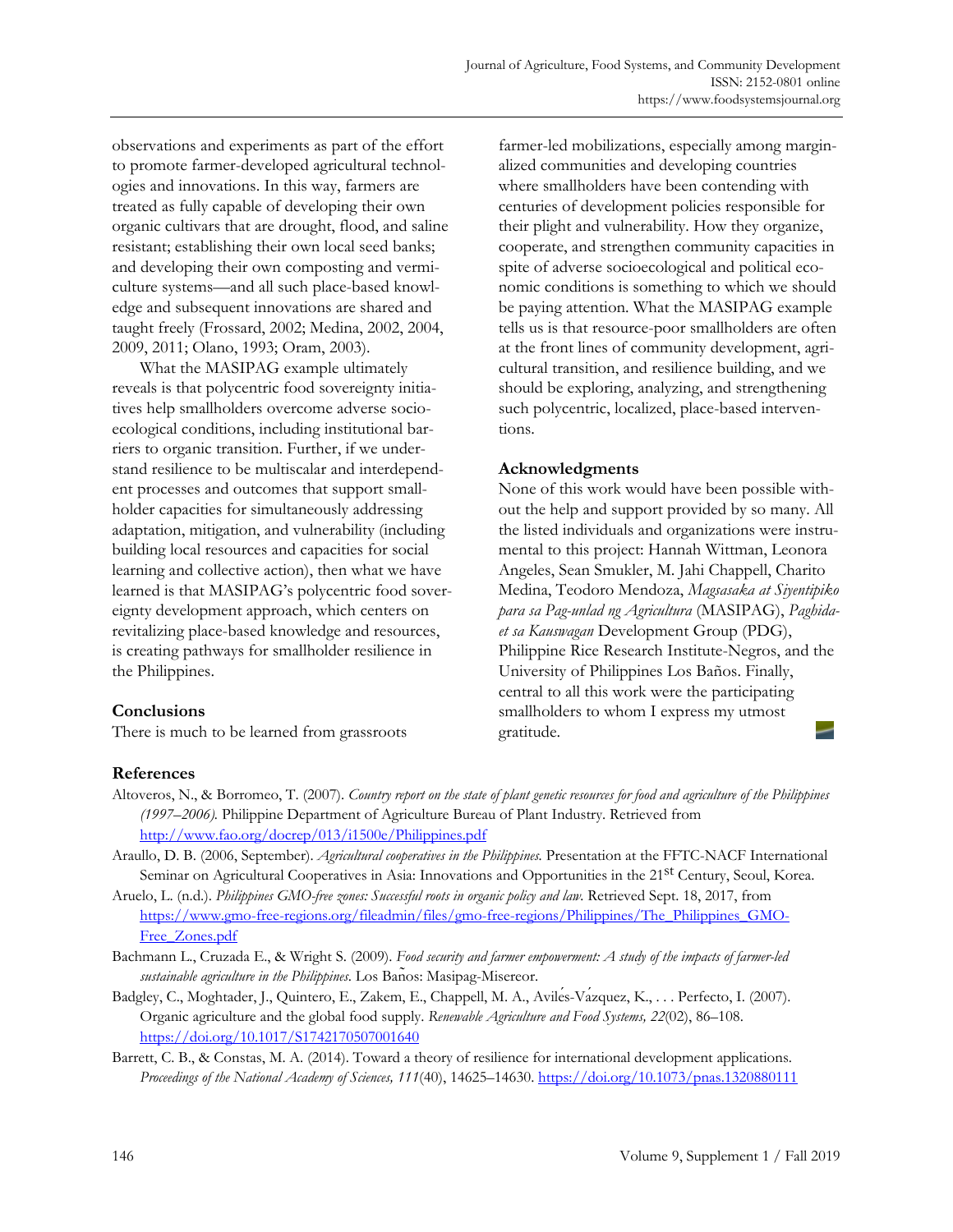observations and experiments as part of the effort to promote farmer-developed agricultural technologies and innovations. In this way, farmers are treated as fully capable of developing their own organic cultivars that are drought, flood, and saline resistant; establishing their own local seed banks; and developing their own composting and vermiculture systems—and all such place-based knowledge and subsequent innovations are shared and taught freely (Frossard, 2002; Medina, 2002, 2004, 2009, 2011; Olano, 1993; Oram, 2003).

What the MASIPAG example ultimately reveals is that polycentric food sovereignty initiatives help smallholders overcome adverse socioecological conditions, including institutional barriers to organic transition. Further, if we understand resilience to be multiscalar and interdependent processes and outcomes that support smallholder capacities for simultaneously addressing adaptation, mitigation, and vulnerability (including building local resources and capacities for social learning and collective action), then what we have learned is that MASIPAG's polycentric food sovereignty development approach, which centers on revitalizing place-based knowledge and resources, is creating pathways for smallholder resilience in the Philippines.

## Conclusions

There is much to be learned from grassroots farmer-led mobilizations, especially among marginalized communities and developing countries where smallholders have been contending with centuries of development policies responsible for their plight and vulnerability. How they organize, cooperate, and strengthen community capacities in spite of adverse socioecological and political economic conditions is something to which we should be paying attention. What the MASIPAG example tells us is that resource-poor smallholders are often at the front lines of community development, agricultural transition, and resilience building, and we should be exploring, analyzing, and strengthening such polycentric, localized, place-based interventions.

## Acknowledgments

None of this work would have been possible without the help and support provided by so many. All the listed individuals and organizations were instrumental to this project: Hannah Wittman, Leonora Angeles, Sean Smukler, M. Jahi Chappell, Charito Medina, Teodoro Mendoza, *Magsasaka at Siyentipiko para sa Pag-unlad ng Agrikultura* (MASIPAG), *Paghida-et sa Kauswagan* Development Group (PDG), Philippine Rice Research Institute-Negros, and the University of Philippines Los Baños. Finally, central to all this work were the participating smallholders to whom I express my utmost gratitude.

## References

Altoveros, N., & Borromeo, T. (2007). *Country report on the state of plant genetic resources for food and agriculture of the Philippines (1997–2006).* Philippine Department of Agriculture Bureau of Plant Industry. Retrieved from http://www.fao.org/docrep/013/i1500e/Philippines.pdf

Araullo, D. B. (2006, September). *Agricultural cooperatives in the Philippines.* Presentation at the FFTC-NACF International Seminar on Agricultural Cooperatives in Asia: Innovations and Opportunities in the 21st Century, Seoul, Korea.

Aruelo, L. (n.d.). *Philippines GMO-free zones: Successful roots in organic policy and law.* Retrieved Sept. 18, 2017, from https://www.gmo-free-regions.org/fileadmin/files/gmo-free-regions/Philippines/The_Philippines_GMO-Free_Zones.pdf

Bachmann L., Cruzada E., & Wright S. (2009). *Food security and farmer empowerment: A study of the impacts of farmer-led sustainable agriculture in the Philippines.* Los Baños: Masipag-Misereor.

Badgley, C., Moghtader, J., Quintero, E., Zakem, E., Chappell, M. A., Avilés-Vázquez, K., . . . Perfecto, I. (2007). Organic agriculture and the global food supply. *Renewable Agriculture and Food Systems, 22*(02), 86–108. https://doi.org/10.1017/S1742170507001640

Barrett, C. B., & Constas, M. A. (2014). Toward a theory of resilience for international development applications. *Proceedings of the National Academy of Sciences, 111*(40), 14625–14630. https://doi.org/10.1073/pnas.1320880111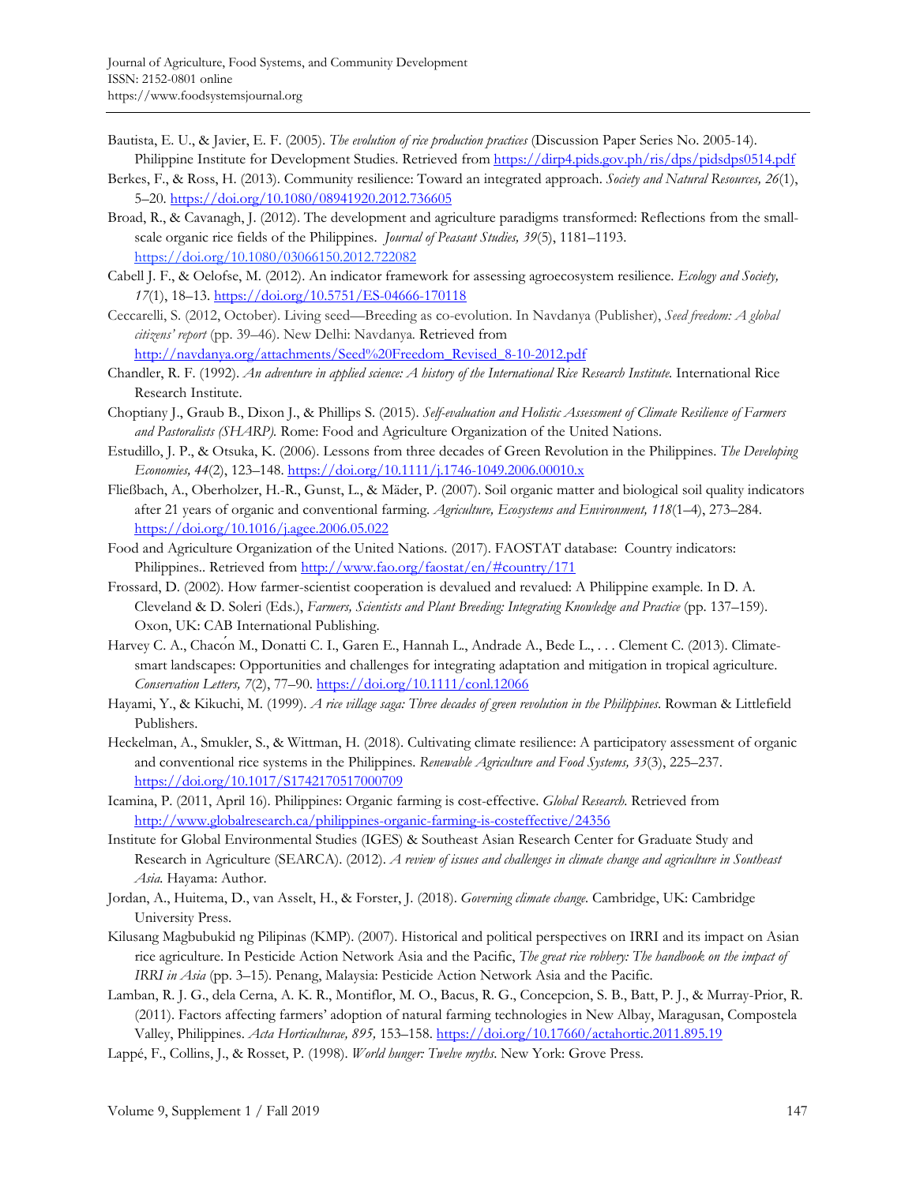Bautista, E. U., & Javier, E. F. (2005). *The evolution of rice production practices* (Discussion Paper Series No. 2005-14). Philippine Institute for Development Studies. Retrieved from https://dirp4.pids.gov.ph/ris/dps/pidsdps0514.pdf

Berkes, F., & Ross, H. (2013). Community resilience: Toward an integrated approach. *Society and Natural Resources, 26*(1), 5–20. https://doi.org/10.1080/08941920.2012.736605

Broad, R., & Cavanagh, J. (2012). The development and agriculture paradigms transformed: Reflections from the small-scale organic rice fields of the Philippines. *Journal of Peasant Studies, 39*(5), 1181–1193. https://doi.org/10.1080/03066150.2012.722082

Cabell J. F., & Oelofse, M. (2012). An indicator framework for assessing agroecosystem resilience. *Ecology and Society, 17*(1), 18–13. https://doi.org/10.5751/ES-04666-170118

Ceccarelli, S. (2012, October). Living seed—Breeding as co-evolution. In Navdanya (Publisher), *Seed freedom: A global citizens' report* (pp. 39–46). New Delhi: Navdanya. Retrieved from http://navdanya.org/attachments/Seed%20Freedom_Revised_8-10-2012.pdf

Chandler, R. F. (1992). *An adventure in applied science: A history of the International Rice Research Institute.* International Rice Research Institute.

Choptiany J., Graub B., Dixon J., & Phillips S. (2015). *Self-evaluation and Holistic Assessment of Climate Resilience of Farmers and Pastoralists (SHARP).* Rome: Food and Agriculture Organization of the United Nations.

Estudillo, J. P., & Otsuka, K. (2006). Lessons from three decades of Green Revolution in the Philippines. *The Developing Economies, 44*(2), 123–148. https://doi.org/10.1111/j.1746-1049.2006.00010.x

Fließbach, A., Oberholzer, H.-R., Gunst, L., & Mäder, P. (2007). Soil organic matter and biological soil quality indicators after 21 years of organic and conventional farming. *Agriculture, Ecosystems and Environment, 118*(1–4), 273–284. https://doi.org/10.1016/j.agee.2006.05.022

Food and Agriculture Organization of the United Nations. (2017). FAOSTAT database: Country indicators: Philippines.. Retrieved from http://www.fao.org/faostat/en/#country/171

Frossard, D. (2002). How farmer-scientist cooperation is devalued and revalued: A Philippine example. In D. A. Cleveland & D. Soleri (Eds.), *Farmers, Scientists and Plant Breeding: Integrating Knowledge and Practice* (pp. 137–159). Oxon, UK: CAB International Publishing.

Harvey C. A., Chacón M., Donatti C. I., Garen E., Hannah L., Andrade A., Bede L., . . . Clement C. (2013). Climate-smart landscapes: Opportunities and challenges for integrating adaptation and mitigation in tropical agriculture. *Conservation Letters, 7*(2), 77–90. https://doi.org/10.1111/conl.12066

Hayami, Y., & Kikuchi, M. (1999). *A rice village saga: Three decades of green revolution in the Philippines.* Rowman & Littlefield Publishers.

Heckelman, A., Smukler, S., & Wittman, H. (2018). Cultivating climate resilience: A participatory assessment of organic and conventional rice systems in the Philippines. *Renewable Agriculture and Food Systems, 33*(3), 225–237. https://doi.org/10.1017/S1742170517000709

Icamina, P. (2011, April 16). Philippines: Organic farming is cost-effective. *Global Research.* Retrieved from http://www.globalresearch.ca/philippines-organic-farming-is-costeffective/24356

Institute for Global Environmental Studies (IGES) & Southeast Asian Research Center for Graduate Study and Research in Agriculture (SEARCA). (2012). *A review of issues and challenges in climate change and agriculture in Southeast Asia.* Hayama: Author.

Jordan, A., Huitema, D., van Asselt, H., & Forster, J. (2018). *Governing climate change.* Cambridge, UK: Cambridge University Press.

Kilusang Magbubukid ng Pilipinas (KMP). (2007). Historical and political perspectives on IRRI and its impact on Asian rice agriculture. In Pesticide Action Network Asia and the Pacific, *The great rice robbery: The handbook on the impact of IRRI in Asia* (pp. 3–15). Penang, Malaysia: Pesticide Action Network Asia and the Pacific.

Lamban, R. J. G., dela Cerna, A. K. R., Montiflor, M. O., Bacus, R. G., Concepcion, S. B., Batt, P. J., & Murray-Prior, R. (2011). Factors affecting farmers' adoption of natural farming technologies in New Albay, Maragusan, Compostela Valley, Philippines. *Acta Horticulturae, 895,* 153–158. https://doi.org/10.17660/actahortic.2011.895.19

Lappé, F., Collins, J., & Rosset, P. (1998). *World hunger: Twelve myths.* New York: Grove Press.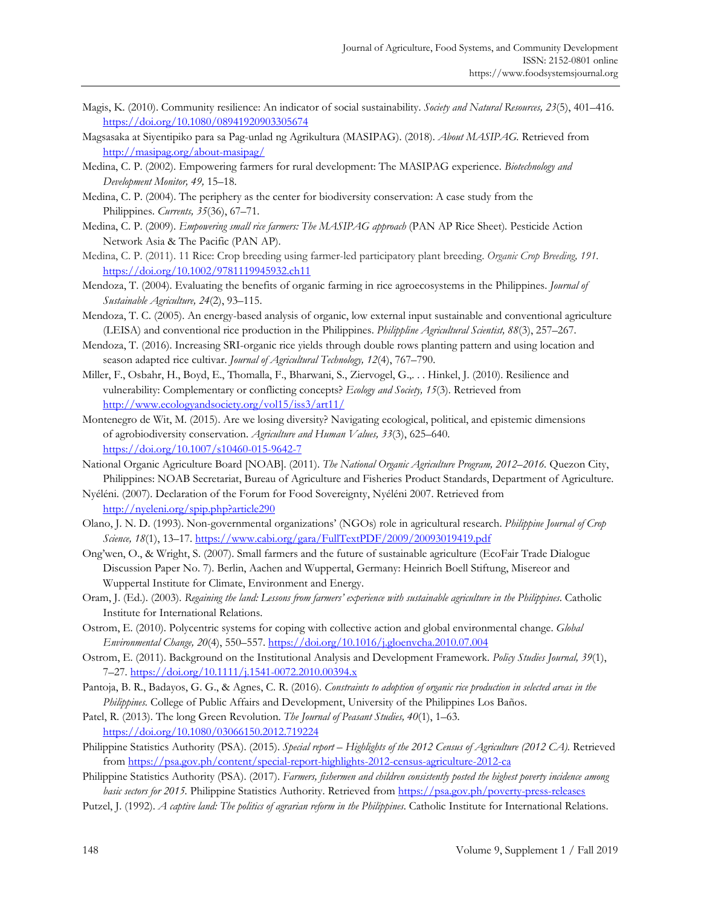Magis, K. (2010). Community resilience: An indicator of social sustainability. *Society and Natural Resources, 23*(5), 401–416. https://doi.org/10.1080/08941920903305674

Magsasaka at Siyentipiko para sa Pag-unlad ng Agrikultura (MASIPAG). (2018). *About MASIPAG.* Retrieved from http://masipag.org/about-masipag/

Medina, C. P. (2002). Empowering farmers for rural development: The MASIPAG experience. *Biotechnology and Development Monitor, 49,* 15–18.

Medina, C. P. (2004). The periphery as the center for biodiversity conservation: A case study from the Philippines. *Currents, 35*(36), 67–71.

Medina, C. P. (2009). *Empowering small rice farmers: The MASIPAG approach* (PAN AP Rice Sheet). Pesticide Action Network Asia & The Pacific (PAN AP).

Medina, C. P. (2011). 11 Rice: Crop breeding using farmer-led participatory plant breeding. *Organic Crop Breeding, 191.* https://doi.org/10.1002/9781119945932.ch11

Mendoza, T. (2004). Evaluating the benefits of organic farming in rice agroecosystems in the Philippines. *Journal of Sustainable Agriculture, 24*(2), 93–115.

Mendoza, T. C. (2005). An energy-based analysis of organic, low external input sustainable and conventional agriculture (LEISA) and conventional rice production in the Philippines. *Philippline Agricultural Scientist, 88*(3), 257–267.

Mendoza, T. (2016). Increasing SRI-organic rice yields through double rows planting pattern and using location and season adapted rice cultivar. *Journal of Agricultural Technology, 12*(4), 767–790.

Miller, F., Osbahr, H., Boyd, E., Thomalla, F., Bharwani, S., Ziervogel, G.,. . . Hinkel, J. (2010). Resilience and vulnerability: Complementary or conflicting concepts? *Ecology and Society, 15*(3). Retrieved from http://www.ecologyandsociety.org/vol15/iss3/art11/

Montenegro de Wit, M. (2015). Are we losing diversity? Navigating ecological, political, and epistemic dimensions of agrobiodiversity conservation. *Agriculture and Human Values, 33*(3), 625–640. https://doi.org/10.1007/s10460-015-9642-7

National Organic Agriculture Board [NOAB]. (2011). *The National Organic Agriculture Program, 2012–2016.* Quezon City, Philippines: NOAB Secretariat, Bureau of Agriculture and Fisheries Product Standards, Department of Agriculture.

Nyéléni. (2007). Declaration of the Forum for Food Sovereignty, Nyéléni 2007. Retrieved from http://nyeleni.org/spip.php?article290

Olano, J. N. D. (1993). Non-governmental organizations' (NGOs) role in agricultural research. *Philippine Journal of Crop Science, 18*(1), 13–17. https://www.cabi.org/gara/FullTextPDF/2009/20093019419.pdf

Ong'wen, O., & Wright, S. (2007). Small farmers and the future of sustainable agriculture (EcoFair Trade Dialogue Discussion Paper No. 7). Berlin, Aachen and Wuppertal, Germany: Heinrich Boell Stiftung, Misereor and Wuppertal Institute for Climate, Environment and Energy.

Oram, J. (Ed.). (2003). *Regaining the land: Lessons from farmers' experience with sustainable agriculture in the Philippines.* Catholic Institute for International Relations.

Ostrom, E. (2010). Polycentric systems for coping with collective action and global environmental change. *Global Environmental Change, 20*(4), 550–557. https://doi.org/10.1016/j.gloenvcha.2010.07.004

Ostrom, E. (2011). Background on the Institutional Analysis and Development Framework. *Policy Studies Journal, 39*(1), 7–27. https://doi.org/10.1111/j.1541-0072.2010.00394.x

Pantoja, B. R., Badayos, G. G., & Agnes, C. R. (2016). *Constraints to adoption of organic rice production in selected areas in the Philippines.* College of Public Affairs and Development, University of the Philippines Los Baños.

Patel, R. (2013). The long Green Revolution. *The Journal of Peasant Studies, 40*(1), 1–63. https://doi.org/10.1080/03066150.2012.719224

Philippine Statistics Authority (PSA). (2015). *Special report – Highlights of the 2012 Census of Agriculture (2012 CA).* Retrieved from https://psa.gov.ph/content/special-report-highlights-2012-census-agriculture-2012-ca

Philippine Statistics Authority (PSA). (2017). *Farmers, fishermen and children consistently posted the highest poverty incidence among basic sectors for 2015.* Philippine Statistics Authority. Retrieved from https://psa.gov.ph/poverty-press-releases

Putzel, J. (1992). *A captive land: The politics of agrarian reform in the Philippines.* Catholic Institute for International Relations.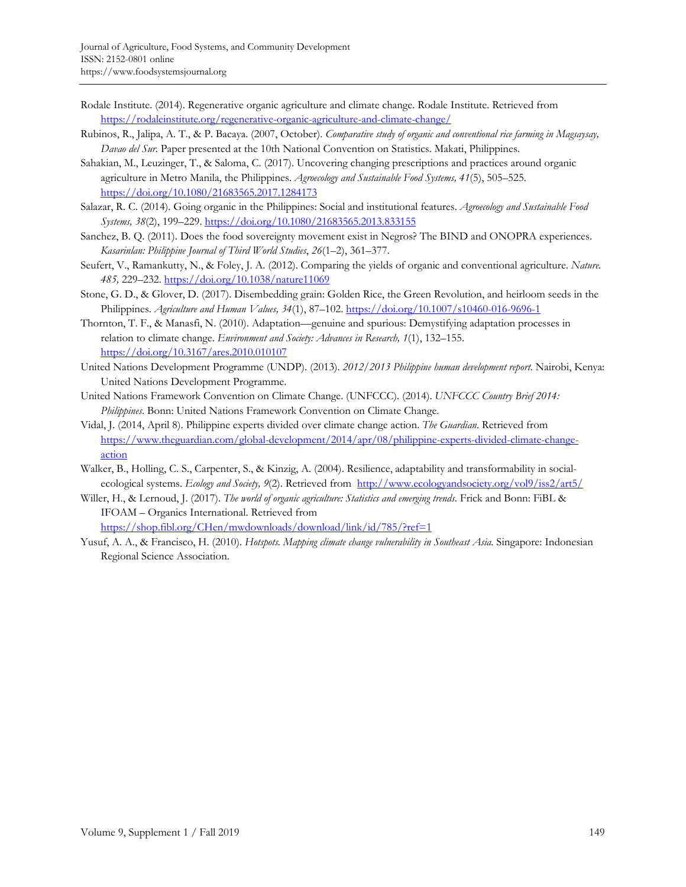Rodale Institute. (2014). Regenerative organic agriculture and climate change. Rodale Institute. Retrieved from https://rodaleinstitute.org/regenerative-organic-agriculture-and-climate-change/

Rubinos, R., Jalipa, A. T., & P. Bacaya. (2007, October). *Comparative study of organic and conventional rice farming in Magsaysay, Davao del Sur.* Paper presented at the 10th National Convention on Statistics. Makati, Philippines.

Sahakian, M., Leuzinger, T., & Saloma, C. (2017). Uncovering changing prescriptions and practices around organic agriculture in Metro Manila, the Philippines. *Agroecology and Sustainable Food Systems, 41*(5), 505–525. https://doi.org/10.1080/21683565.2017.1284173

Salazar, R. C. (2014). Going organic in the Philippines: Social and institutional features. *Agroecology and Sustainable Food Systems, 38*(2), 199–229. https://doi.org/10.1080/21683565.2013.833155

Sanchez, B. Q. (2011). Does the food sovereignty movement exist in Negros? The BIND and ONOPRA experiences. *Kasarinlan: Philippine Journal of Third World Studies*, *26*(1–2), 361–377.

Seufert, V., Ramankutty, N., & Foley, J. A. (2012). Comparing the yields of organic and conventional agriculture. *Nature. 485,* 229–232. https://doi.org/10.1038/nature11069

Stone, G. D., & Glover, D. (2017). Disembedding grain: Golden Rice, the Green Revolution, and heirloom seeds in the Philippines. *Agriculture and Human Values, 34*(1), 87–102. https://doi.org/10.1007/s10460-016-9696-1

Thornton, T. F., & Manasfi, N. (2010). Adaptation—genuine and spurious: Demystifying adaptation processes in relation to climate change. *Environment and Society: Advances in Research, 1*(1), 132–155. https://doi.org/10.3167/ares.2010.010107

United Nations Development Programme (UNDP). (2013). *2012/2013 Philippine human development report.* Nairobi, Kenya: United Nations Development Programme.

United Nations Framework Convention on Climate Change. (UNFCCC). (2014). *UNFCCC Country Brief 2014: Philippines.* Bonn: United Nations Framework Convention on Climate Change.

Vidal, J. (2014, April 8). Philippine experts divided over climate change action. *The Guardian*. Retrieved from https://www.theguardian.com/global-development/2014/apr/08/philippine-experts-divided-climate-change-action

Walker, B., Holling, C. S., Carpenter, S., & Kinzig, A. (2004). Resilience, adaptability and transformability in social-ecological systems. *Ecology and Society, 9*(2). Retrieved from http://www.ecologyandsociety.org/vol9/iss2/art5/

Willer, H., & Lernoud, J. (2017). *The world of organic agriculture: Statistics and emerging trends.* Frick and Bonn: FiBL & IFOAM – Organics International. Retrieved from https://shop.fibl.org/CHen/mwdownloads/download/link/id/785/?ref=1

Yusuf, A. A., & Francisco, H. (2010). *Hotspots. Mapping climate change vulnerability in Southeast Asia.* Singapore: Indonesian Regional Science Association.